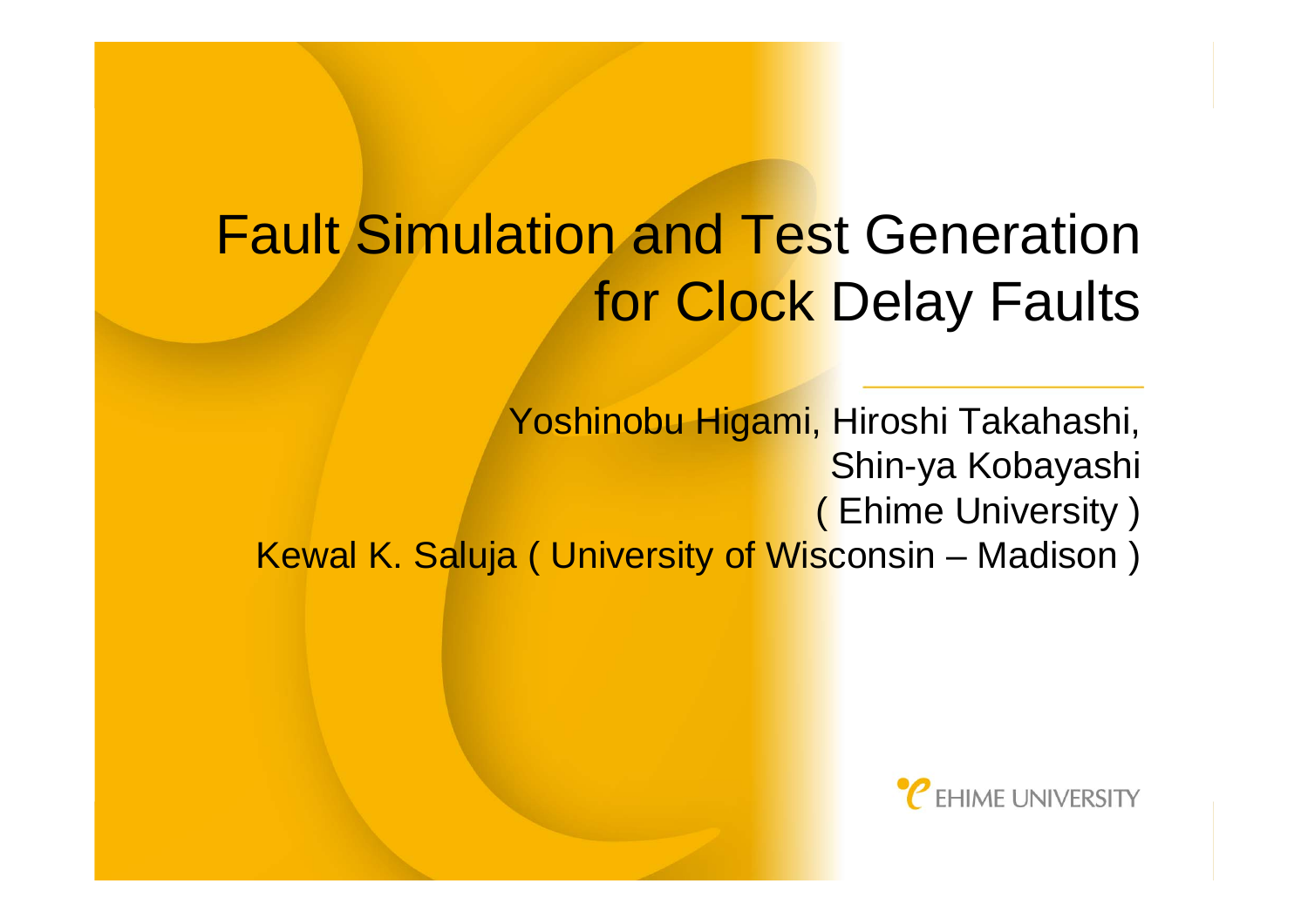# Fault Simulation and Test Generation for Clock Delay Faults

Yoshinobu Higami, Hiroshi Takahashi, Shin-ya Kobayashi
( Ehime University )

Kewal K. Saluja ( University of Wisconsin – Madison )

EHIME UNIVERSITY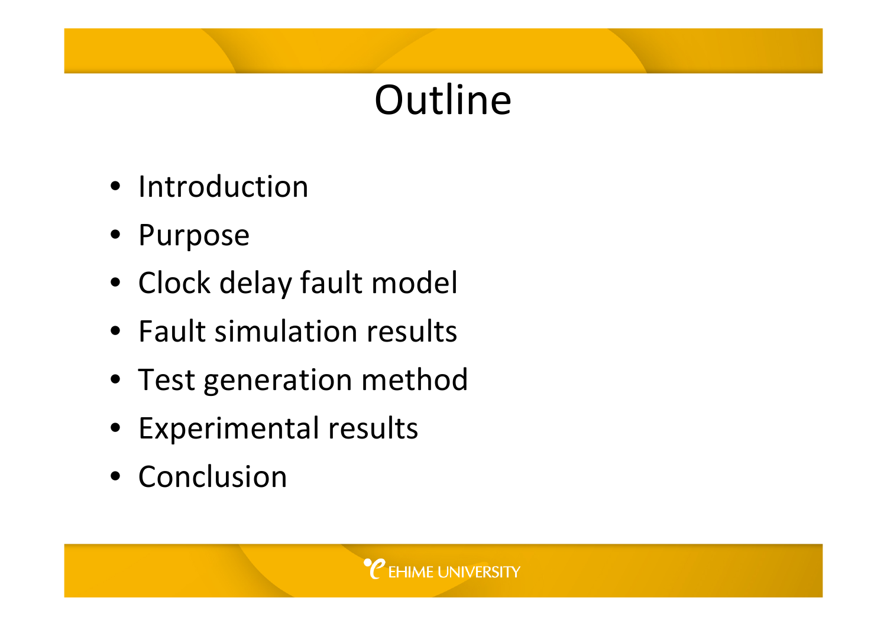# Outline

- Introduction
- Purpose
- Clock delay fault model
- Fault simulation results
- Test generation method
- Experimental results
- Conclusion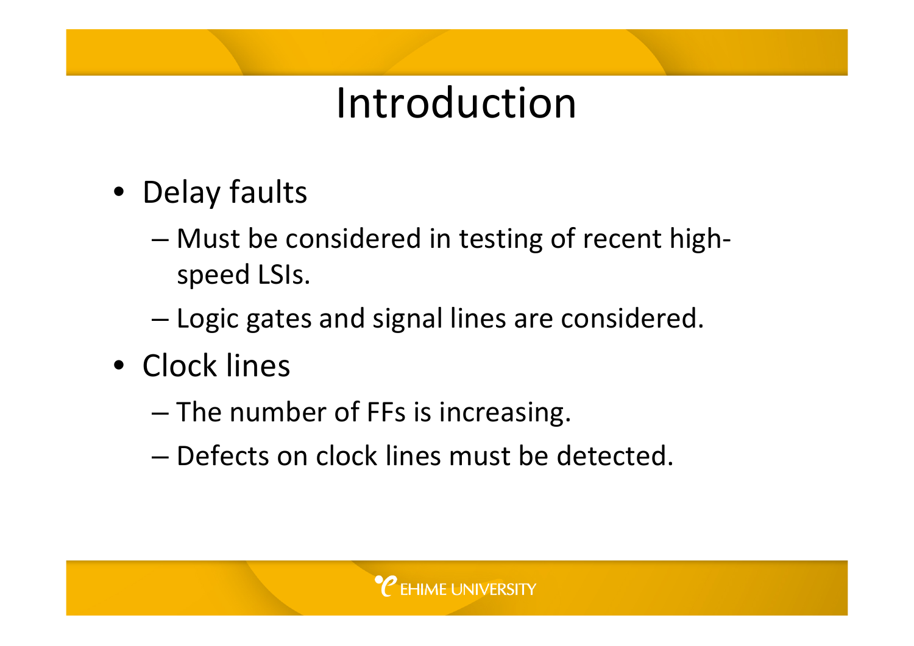# Introduction

- Delay faults
  - Must be considered in testing of recent high-speed LSIs.
  - Logic gates and signal lines are considered.
- Clock lines
  - The number of FFs is increasing.
  - Defects on clock lines must be detected.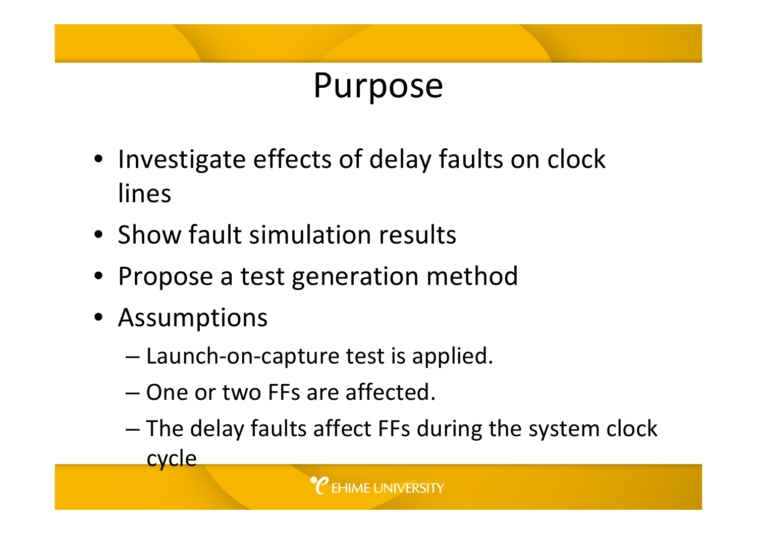# Purpose

- Investigate effects of delay faults on clock lines
- Show fault simulation results
- Propose a test generation method
- Assumptions
  - Launch-on-capture test is applied.
  - One or two FFs are affected.
  - The delay faults affect FFs during the system clock cycle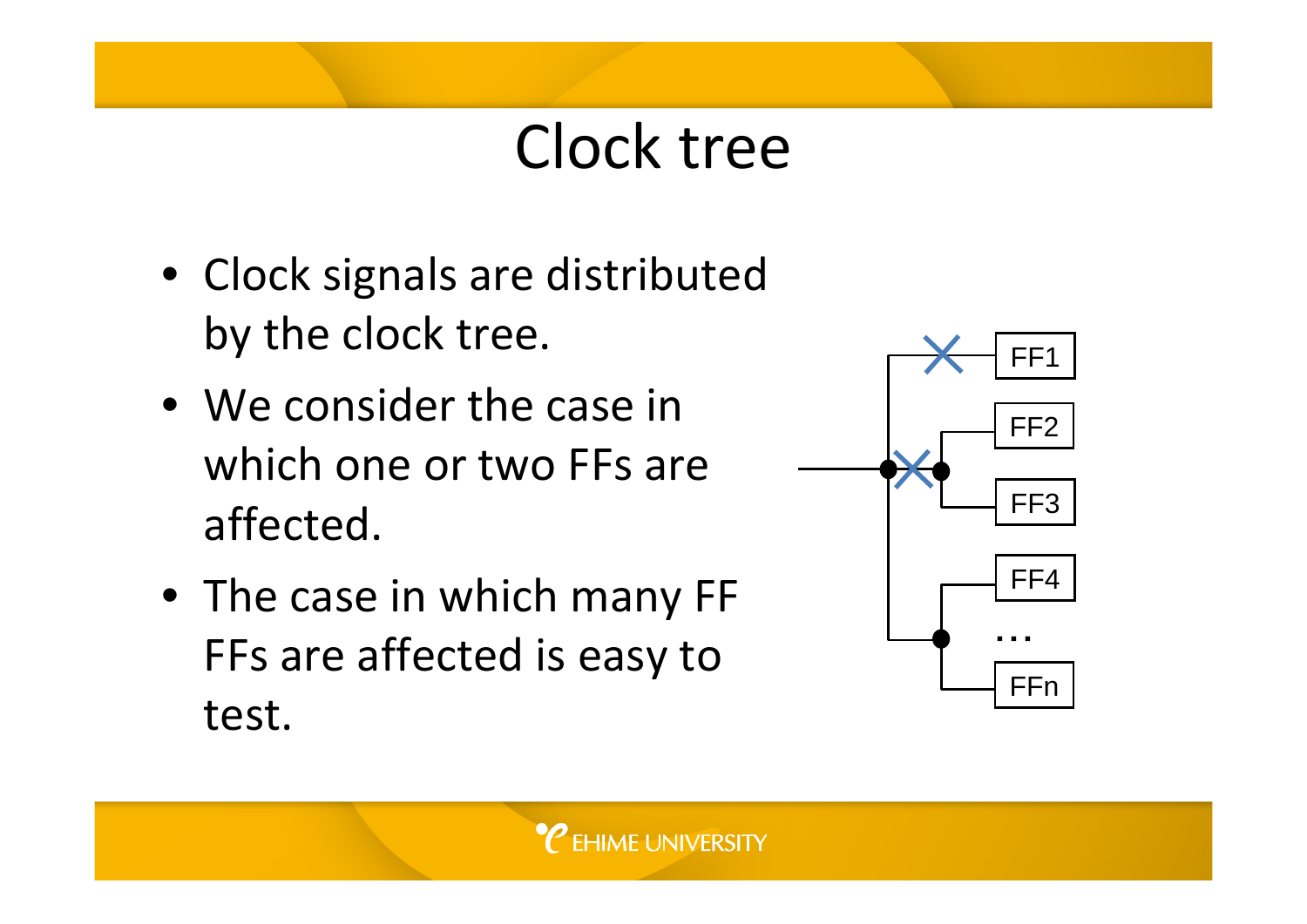# Clock tree

- Clock signals are distributed by the clock tree.
- We consider the case in which one or two FFs are affected.
- The case in which many FF FFs are affected is easy to test.

FF1
FF2
FF3
FF4
…
FFn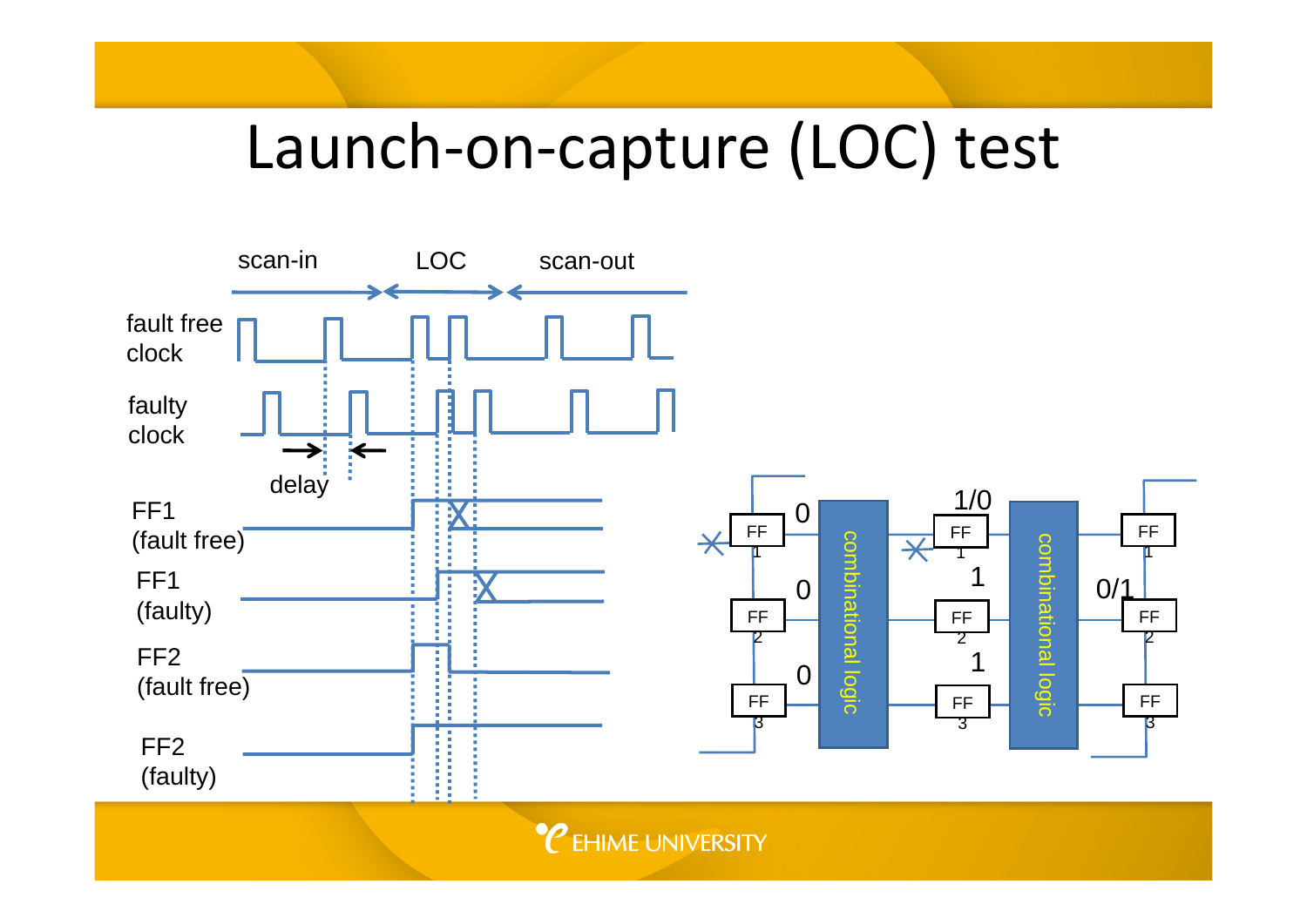# Launch-on-capture (LOC) test

scan-in

LOC

scan-out

fault free clock

faulty clock

delay

FF1 (fault free)

FF1 (faulty)

FF2 (fault free)

FF2 (faulty)

FF 1

FF 2

FF 3

0

0

0

combinational logic

1/0

1

1

combinational logic

0/1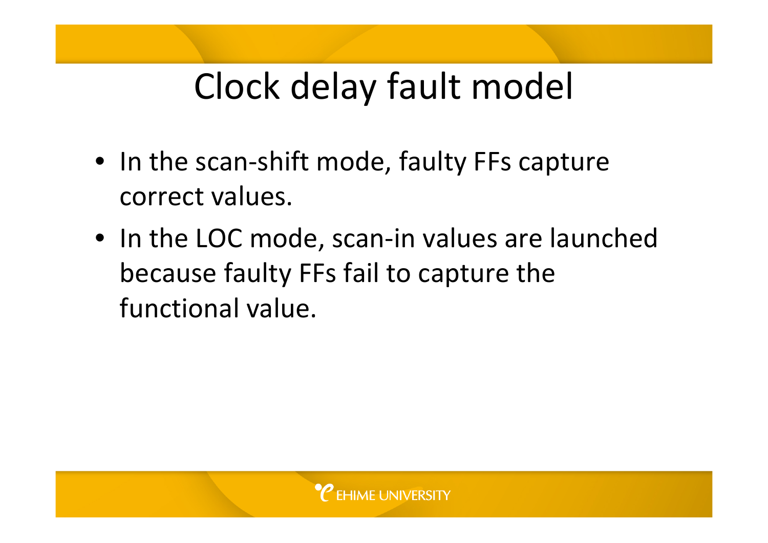# Clock delay fault model

- In the scan-shift mode, faulty FFs capture correct values.
- In the LOC mode, scan-in values are launched because faulty FFs fail to capture the functional value.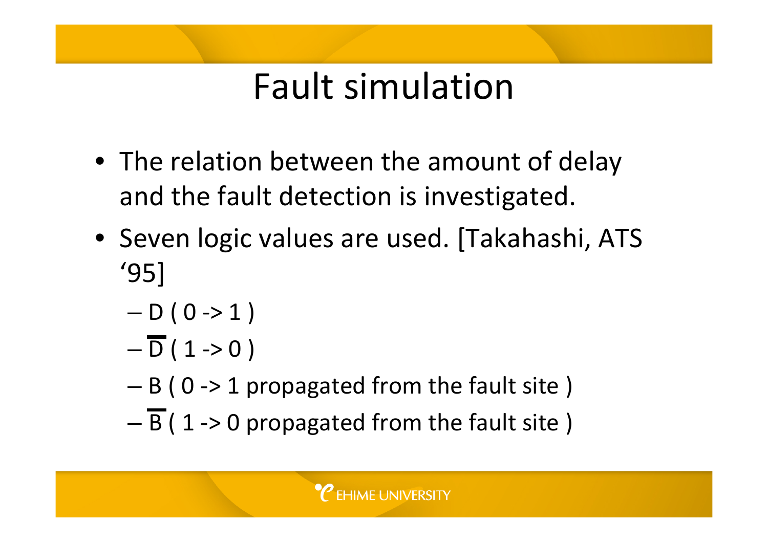# Fault simulation

- The relation between the amount of delay and the fault detection is investigated.
- Seven logic values are used. [Takahashi, ATS '95]
  - D ( 0 -> 1 )
  - $\overline{D}$ ( 1 -> 0 )
  - B ( 0 -> 1 propagated from the fault site )
  - $\overline{B}$ ( 1 -> 0 propagated from the fault site )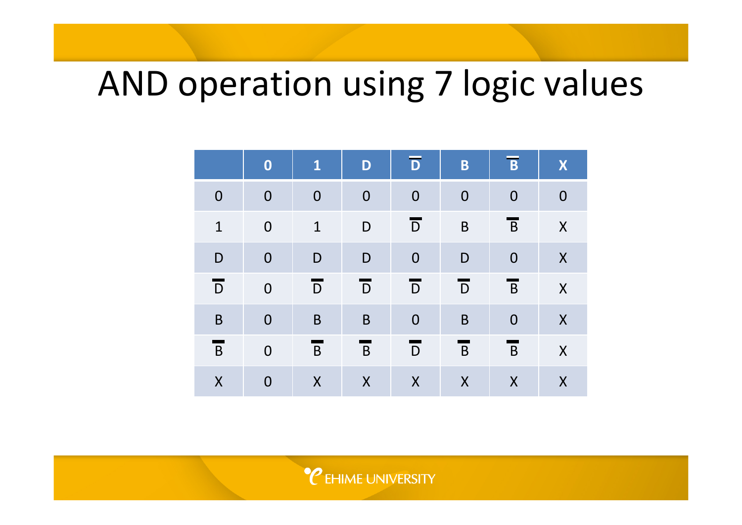# AND operation using 7 logic values

| | 0 | 1 | D | $\overline{D}$ | B | $\overline{B}$ | X |
|---|---|---|---|---|---|---|---|
| 0 | 0 | 0 | 0 | 0 | 0 | 0 | 0 |
| 1 | 0 | 1 | D | $\overline{D}$ | B | $\overline{B}$ | X |
| D | 0 | D | D | 0 | D | 0 | X |
| $\overline{D}$ | 0 | $\overline{D}$ | $\overline{D}$ | $\overline{D}$ | $\overline{D}$ | $\overline{B}$ | X |
| B | 0 | B | B | 0 | B | 0 | X |
| $\overline{B}$ | 0 | $\overline{B}$ | $\overline{B}$ | $\overline{D}$ | $\overline{B}$ | $\overline{B}$ | X |
| X | 0 | X | X | X | X | X | X |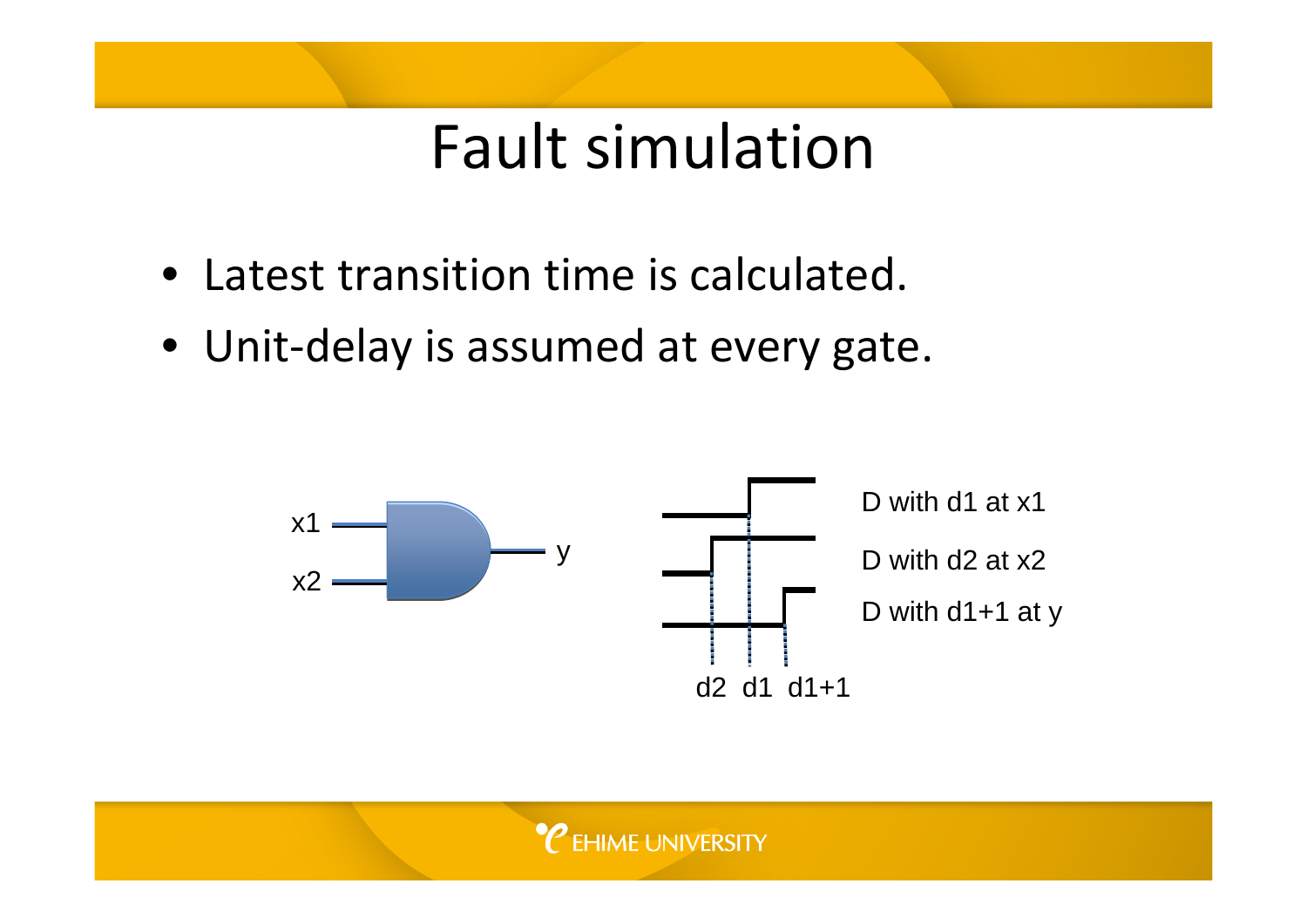# Fault simulation

- Latest transition time is calculated.
- Unit-delay is assumed at every gate.

x1

x2

y

D with d1 at x1

D with d2 at x2

D with d1+1 at y

d2 d1 d1+1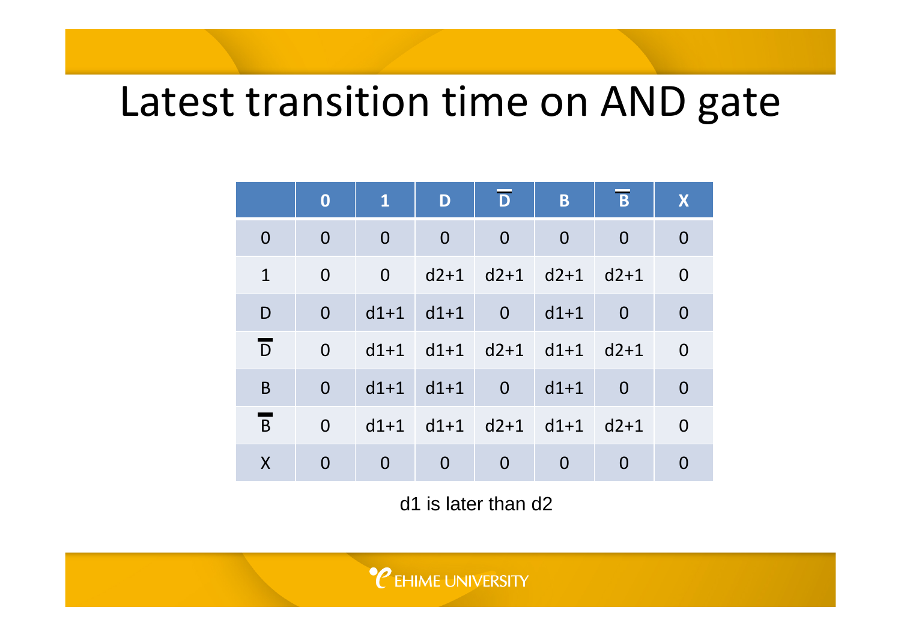# Latest transition time on AND gate

|  | 0 | 1 | D | $\overline{D}$ | B | $\overline{B}$ | X |
|---|---|---|---|---|---|---|---|
| 0 | 0 | 0 | 0 | 0 | 0 | 0 | 0 |
| 1 | 0 | 0 | d2+1 | d2+1 | d2+1 | d2+1 | 0 |
| D | 0 | d1+1 | d1+1 | 0 | d1+1 | 0 | 0 |
| $\overline{D}$ | 0 | d1+1 | d1+1 | d2+1 | d1+1 | d2+1 | 0 |
| B | 0 | d1+1 | d1+1 | 0 | d1+1 | 0 | 0 |
| $\overline{B}$ | 0 | d1+1 | d1+1 | d2+1 | d1+1 | d2+1 | 0 |
| X | 0 | 0 | 0 | 0 | 0 | 0 | 0 |

d1 is later than d2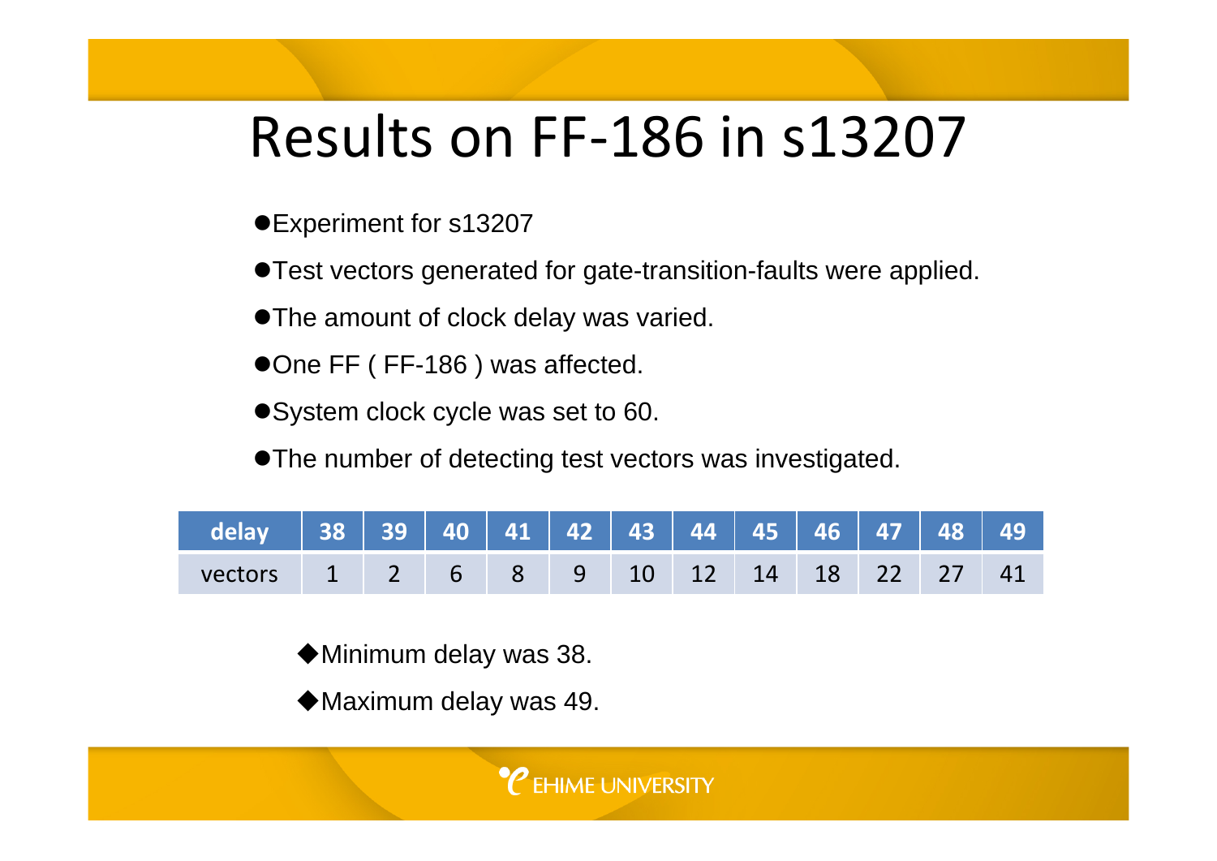# Results on FF-186 in s13207

- Experiment for s13207
- Test vectors generated for gate-transition-faults were applied.
- The amount of clock delay was varied.
- One FF ( FF-186 ) was affected.
- System clock cycle was set to 60.
- The number of detecting test vectors was investigated.

| delay | 38 | 39 | 40 | 41 | 42 | 43 | 44 | 45 | 46 | 47 | 48 | 49 |
|---|---|---|---|---|---|---|---|---|---|---|---|---|
| vectors | 1 | 2 | 6 | 8 | 9 | 10 | 12 | 14 | 18 | 22 | 27 | 41 |

- ◆Minimum delay was 38.
- ◆Maximum delay was 49.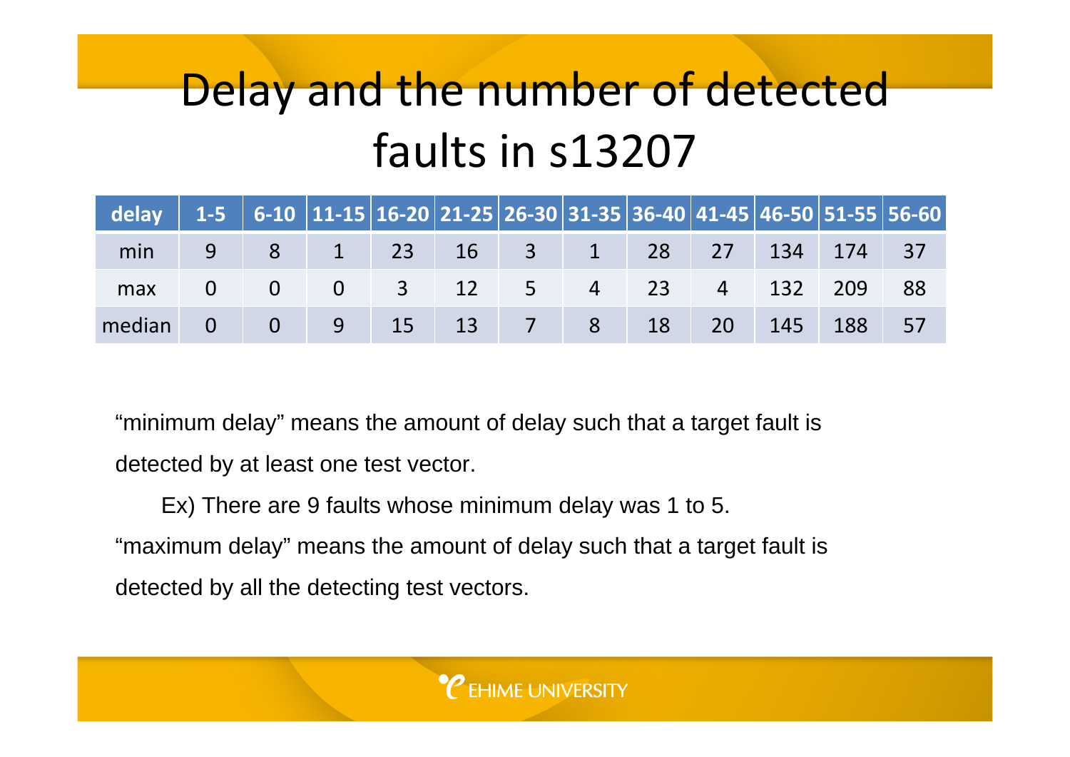# Delay and the number of detected faults in s13207

| delay | 1-5 | 6-10 | 11-15 | 16-20 | 21-25 | 26-30 | 31-35 | 36-40 | 41-45 | 46-50 | 51-55 | 56-60 |
|---|---|---|---|---|---|---|---|---|---|---|---|---|
| min | 9 | 8 | 1 | 23 | 16 | 3 | 1 | 28 | 27 | 134 | 174 | 37 |
| max | 0 | 0 | 0 | 3 | 12 | 5 | 4 | 23 | 4 | 132 | 209 | 88 |
| median | 0 | 0 | 9 | 15 | 13 | 7 | 8 | 18 | 20 | 145 | 188 | 57 |

"minimum delay" means the amount of delay such that a target fault is detected by at least one test vector.

Ex) There are 9 faults whose minimum delay was 1 to 5.

"maximum delay" means the amount of delay such that a target fault is detected by all the detecting test vectors.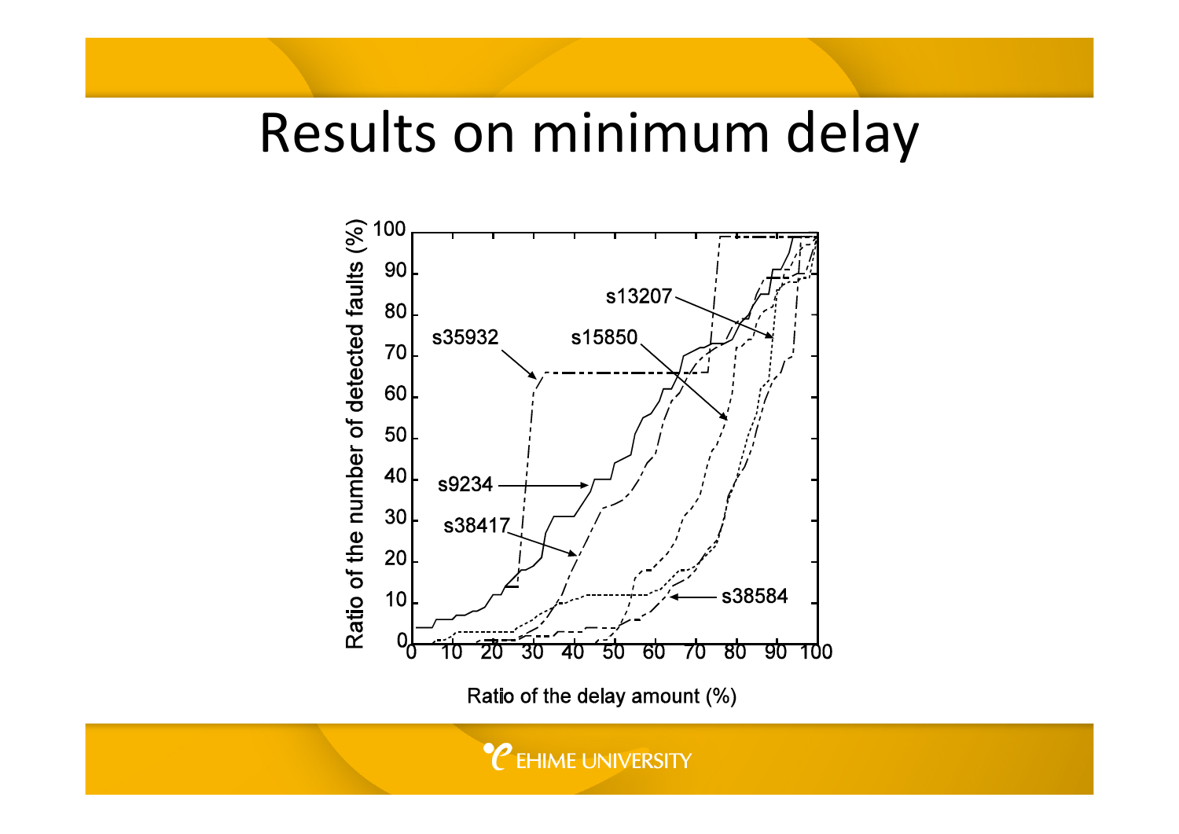# Results on minimum delay

Ratio of the number of detected faults (%)

100
90
80
70
60
50
40
30
20
10
0

0 10 20 30 40 50 60 70 80 90 100

Ratio of the delay amount (%)

s35932
s13207
s15850
s9234
s38417
s38584

EHIME UNIVERSITY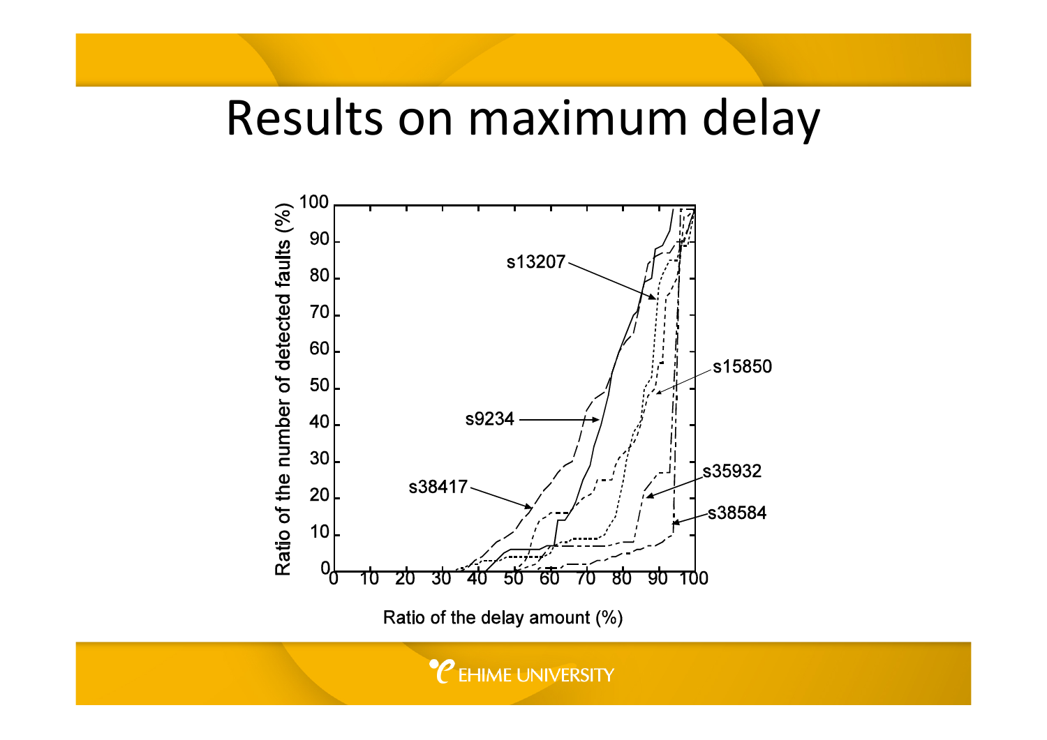# Results on maximum delay

Ratio of the number of detected faults (%)

100
90
80
70
60
50
40
30
20
10
0

0 10 20 30 40 50 60 70 80 90 100

Ratio of the delay amount (%)

s13207
s15850
s9234
s38417
s35932
s38584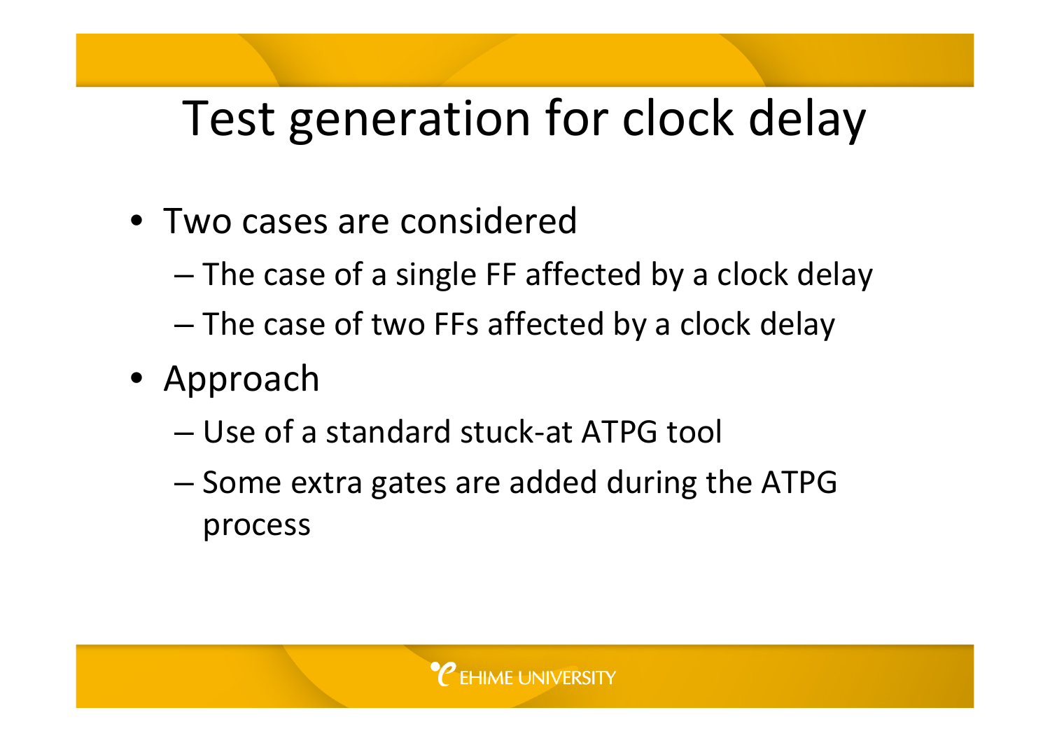# Test generation for clock delay

- Two cases are considered
  - The case of a single FF affected by a clock delay
  - The case of two FFs affected by a clock delay
- Approach
  - Use of a standard stuck-at ATPG tool
  - Some extra gates are added during the ATPG process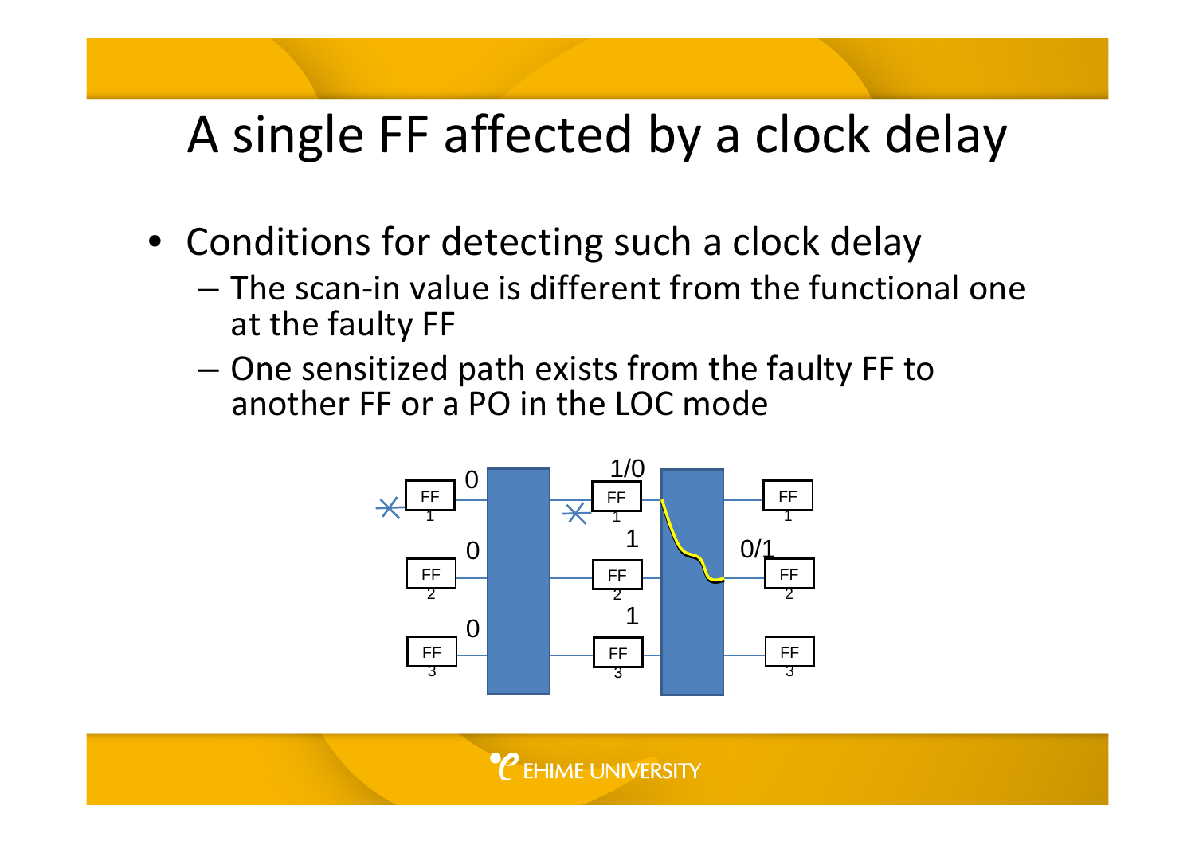# A single FF affected by a clock delay

- Conditions for detecting such a clock delay
  - The scan-in value is different from the functional one at the faulty FF
  - One sensitized path exists from the faulty FF to another FF or a PO in the LOC mode

0

0

0

1/0

1

1

0/1

FF 1

FF 2

FF 3

FF 1

FF 2

FF 3

FF 1

FF 2

FF 3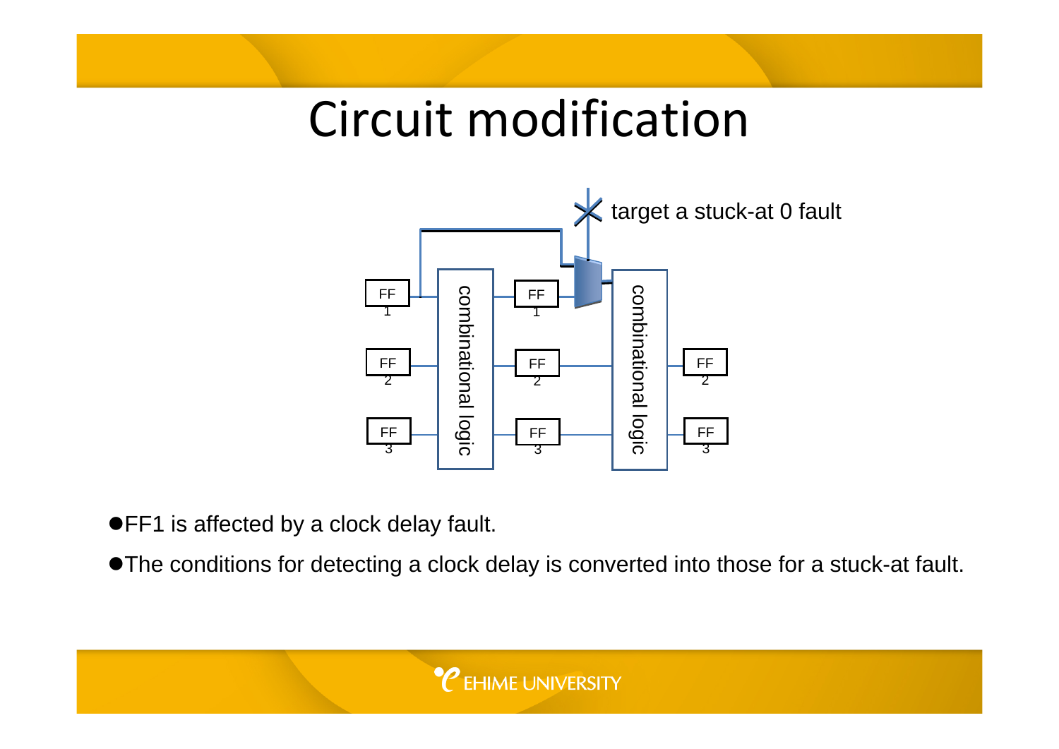# Circuit modification

target a stuck-at 0 fault

FF 1 | combinational logic | FF 1 | combinational logic
FF 2 | | FF 2 | | FF 2
FF 3 | | FF 3 | | FF 3

- FF1 is affected by a clock delay fault.
- The conditions for detecting a clock delay is converted into those for a stuck-at fault.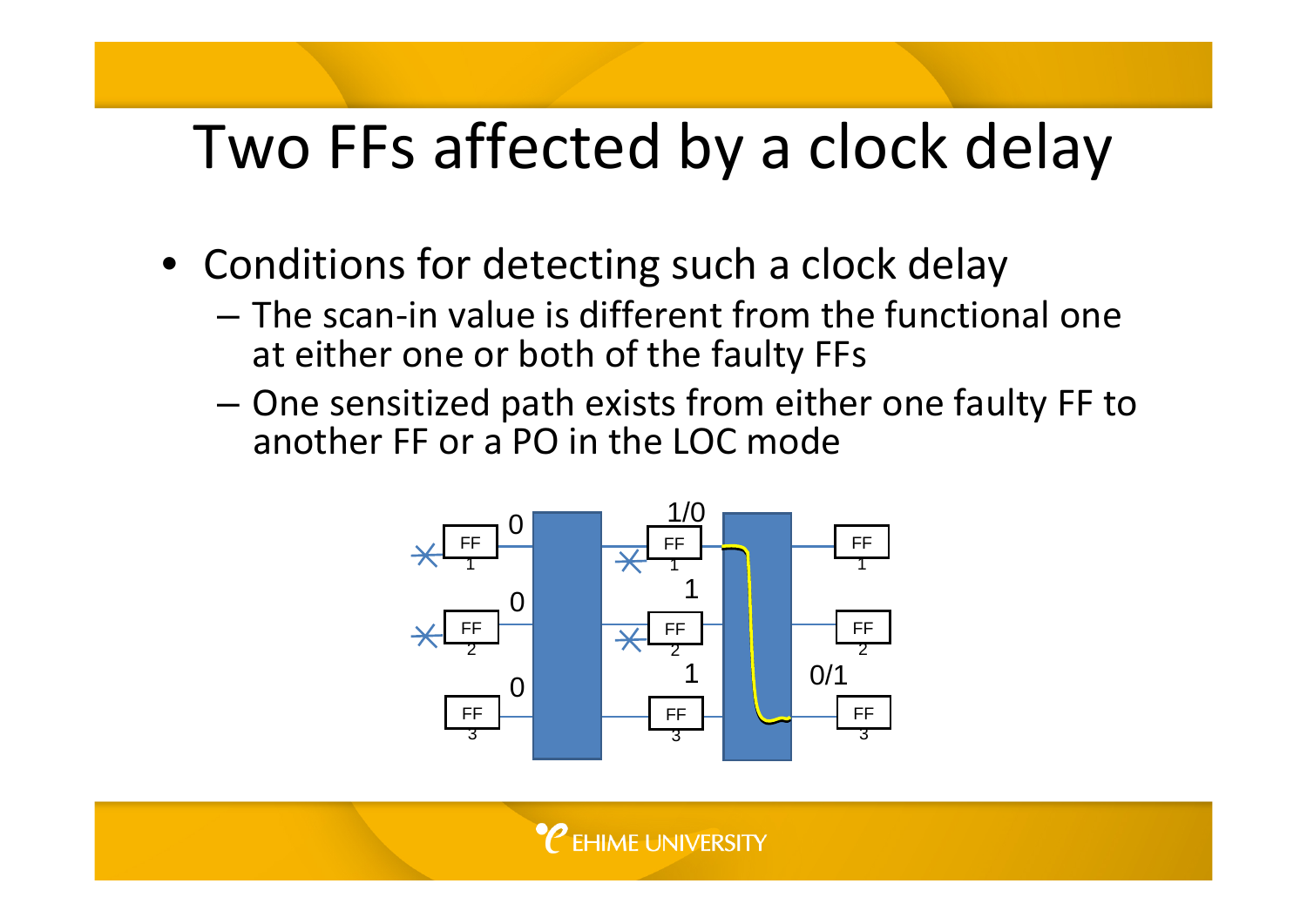# Two FFs affected by a clock delay

- Conditions for detecting such a clock delay
  - The scan-in value is different from the functional one at either one or both of the faulty FFs
  - One sensitized path exists from either one faulty FF to another FF or a PO in the LOC mode

FF 1
FF 2
FF 3
0
0
0
1/0
1
1
FF 1
FF 2
FF 3
0/1
FF 1
FF 2
FF 3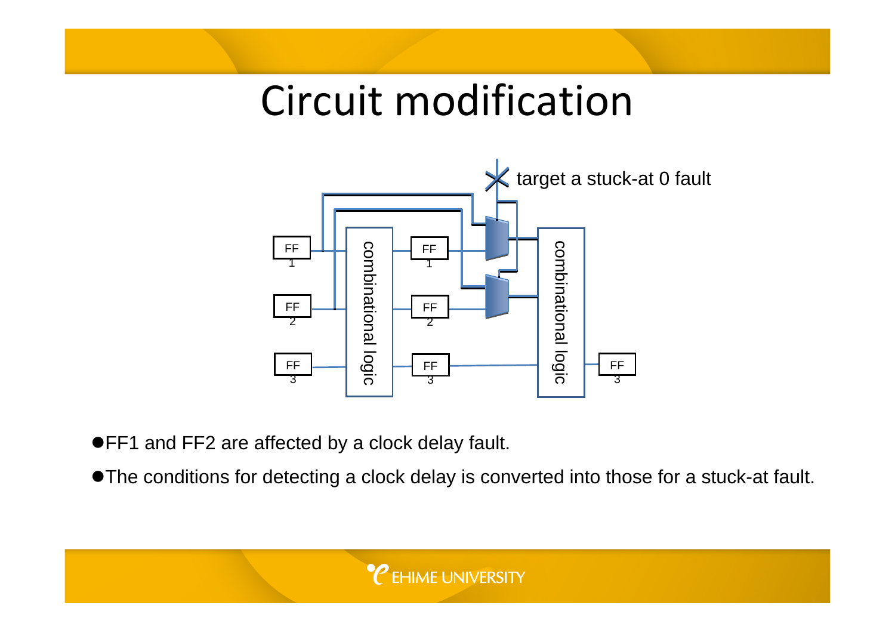# Circuit modification

target a stuck-at 0 fault

FF 1

FF 2

FF 3

combinational logic

FF 1

FF 2

FF 3

combinational logic

FF 3

- FF1 and FF2 are affected by a clock delay fault.
- The conditions for detecting a clock delay is converted into those for a stuck-at fault.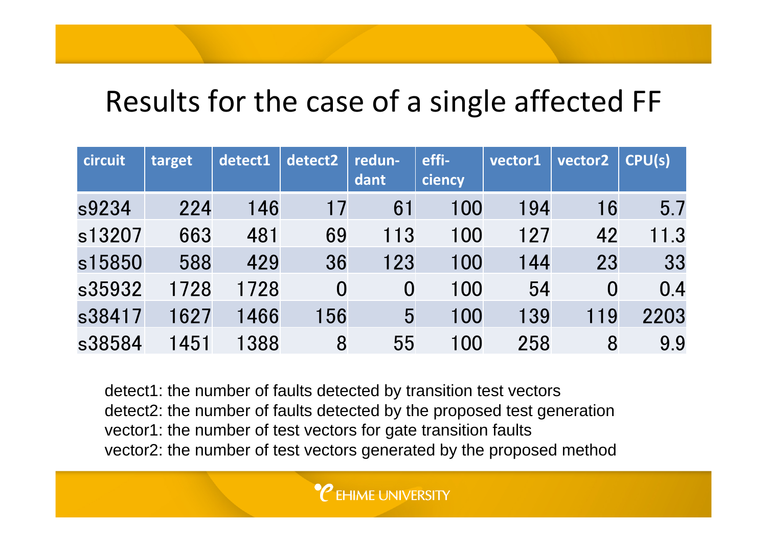# Results for the case of a single affected FF

| circuit | target | detect1 | detect2 | redun-dant | effi-ciency | vector1 | vector2 | CPU(s) |
|---|---|---|---|---|---|---|---|---|
| s9234 | 224 | 146 | 17 | 61 | 100 | 194 | 16 | 5.7 |
| s13207 | 663 | 481 | 69 | 113 | 100 | 127 | 42 | 11.3 |
| s15850 | 588 | 429 | 36 | 123 | 100 | 144 | 23 | 33 |
| s35932 | 1728 | 1728 | 0 | 0 | 100 | 54 | 0 | 0.4 |
| s38417 | 1627 | 1466 | 156 | 5 | 100 | 139 | 119 | 2203 |
| s38584 | 1451 | 1388 | 8 | 55 | 100 | 258 | 8 | 9.9 |

detect1: the number of faults detected by transition test vectors
detect2: the number of faults detected by the proposed test generation
vector1: the number of test vectors for gate transition faults
vector2: the number of test vectors generated by the proposed method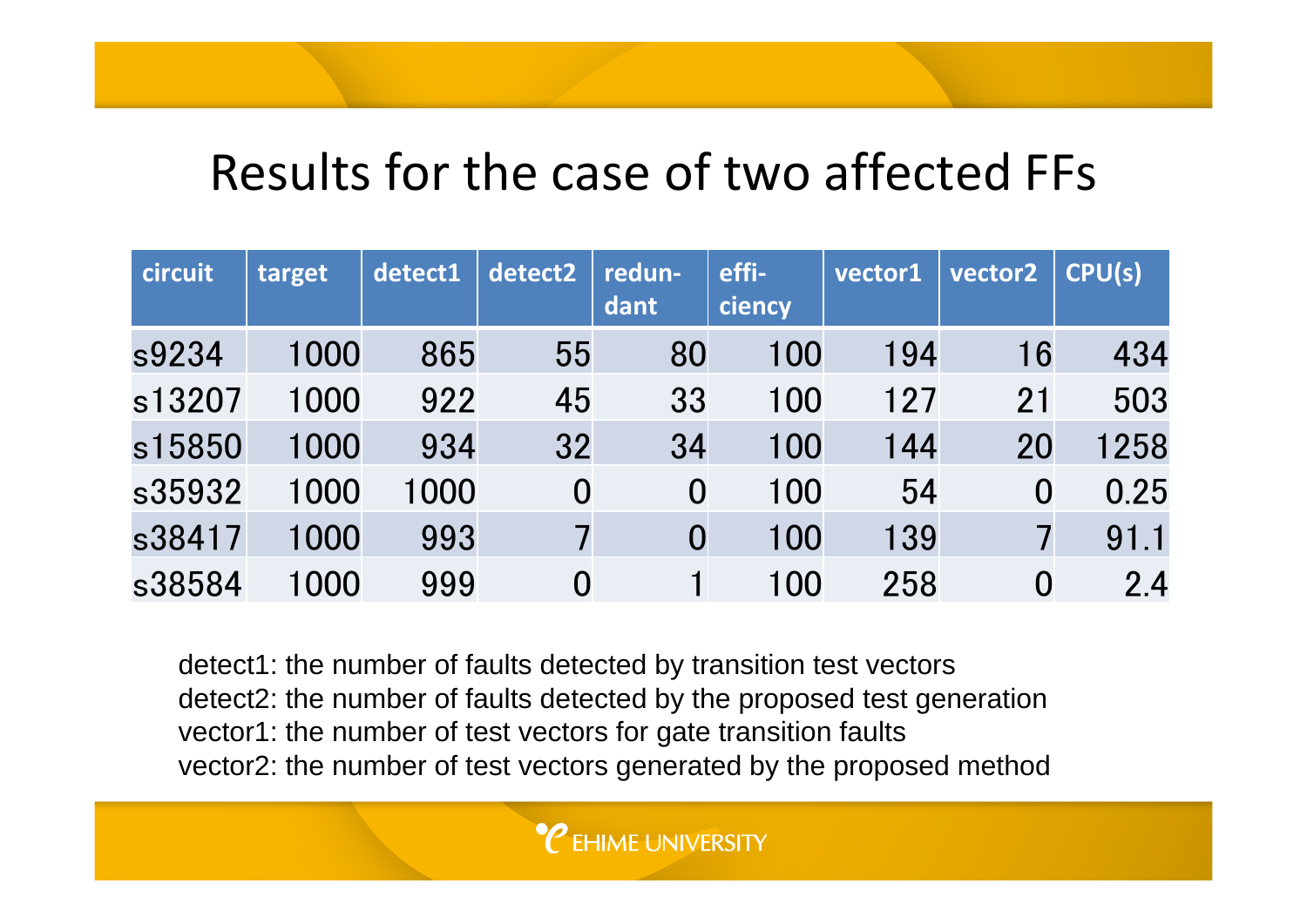# Results for the case of two affected FFs

| circuit | target | detect1 | detect2 | redun-dant | effi-ciency | vector1 | vector2 | CPU(s) |
|---|---|---|---|---|---|---|---|---|
| s9234 | 1000 | 865 | 55 | 80 | 100 | 194 | 16 | 434 |
| s13207 | 1000 | 922 | 45 | 33 | 100 | 127 | 21 | 503 |
| s15850 | 1000 | 934 | 32 | 34 | 100 | 144 | 20 | 1258 |
| s35932 | 1000 | 1000 | 0 | 0 | 100 | 54 | 0 | 0.25 |
| s38417 | 1000 | 993 | 7 | 0 | 100 | 139 | 7 | 91.1 |
| s38584 | 1000 | 999 | 0 | 1 | 100 | 258 | 0 | 2.4 |

detect1: the number of faults detected by transition test vectors
detect2: the number of faults detected by the proposed test generation
vector1: the number of test vectors for gate transition faults
vector2: the number of test vectors generated by the proposed method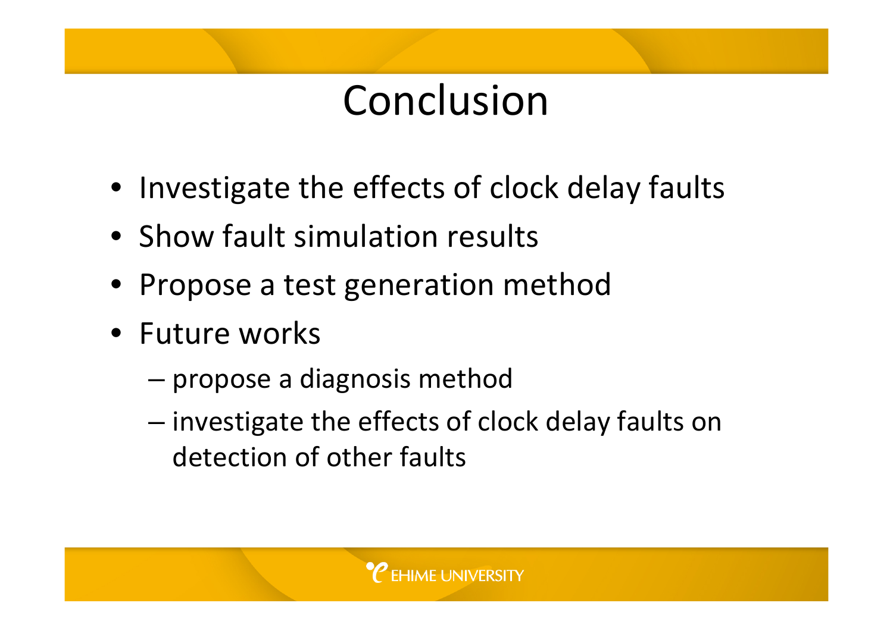# Conclusion

- Investigate the effects of clock delay faults
- Show fault simulation results
- Propose a test generation method
- Future works
  - propose a diagnosis method
  - investigate the effects of clock delay faults on detection of other faults